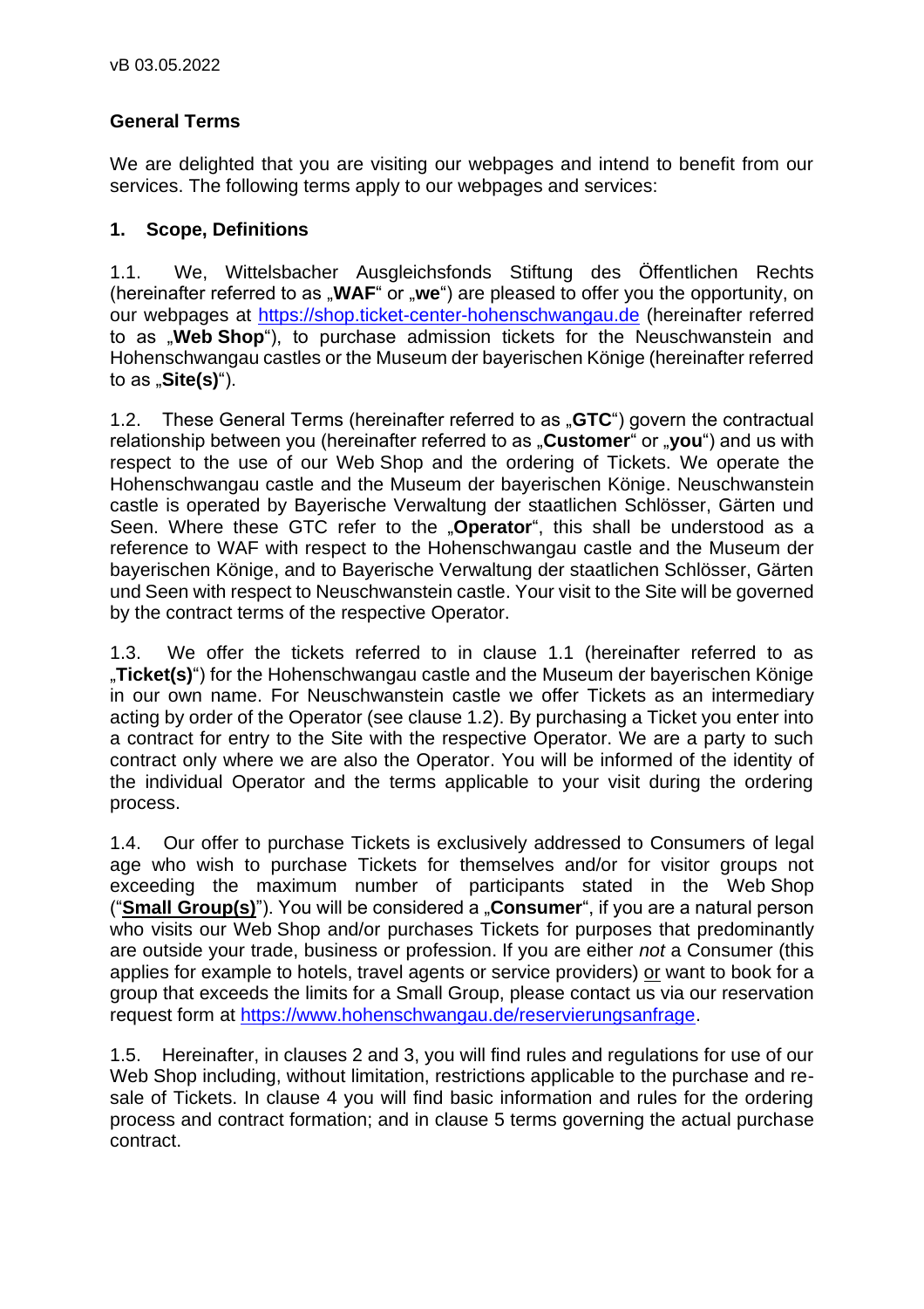vB 03.05.2022

# General Terms

We are delighted that you are visiting our webpages and intend to benefit from our services. The following terms apply to our webpages and services:

## 1. Scope, Definitions

1.1. We, Wittelsbacher Ausgleichsfonds Stiftung des Öffentlichen Rechts (hereinafter referred to as „**WAF**" or „**we**") are pleased to offer you the opportunity, on our webpages at https://shop.ticket-center-hohenschwangau.de (hereinafter referred to as „**Web Shop**"), to purchase admission tickets for the Neuschwanstein and Hohenschwangau castles or the Museum der bayerischen Könige (hereinafter referred to as „**Site(s)**").

1.2. These General Terms (hereinafter referred to as „**GTC**") govern the contractual relationship between you (hereinafter referred to as „**Customer**" or „**you**") and us with respect to the use of our Web Shop and the ordering of Tickets. We operate the Hohenschwangau castle and the Museum der bayerischen Könige. Neuschwanstein castle is operated by Bayerische Verwaltung der staatlichen Schlösser, Gärten und Seen. Where these GTC refer to the „**Operator**", this shall be understood as a reference to WAF with respect to the Hohenschwangau castle and the Museum der bayerischen Könige, and to Bayerische Verwaltung der staatlichen Schlösser, Gärten und Seen with respect to Neuschwanstein castle. Your visit to the Site will be governed by the contract terms of the respective Operator.

1.3. We offer the tickets referred to in clause 1.1 (hereinafter referred to as „**Ticket(s)**") for the Hohenschwangau castle and the Museum der bayerischen Könige in our own name. For Neuschwanstein castle we offer Tickets as an intermediary acting by order of the Operator (see clause 1.2). By purchasing a Ticket you enter into a contract for entry to the Site with the respective Operator. We are a party to such contract only where we are also the Operator. You will be informed of the identity of the individual Operator and the terms applicable to your visit during the ordering process.

1.4. Our offer to purchase Tickets is exclusively addressed to Consumers of legal age who wish to purchase Tickets for themselves and/or for visitor groups not exceeding the maximum number of participants stated in the Web Shop ("**Small Group(s)**"). You will be considered a „**Consumer**", if you are a natural person who visits our Web Shop and/or purchases Tickets for purposes that predominantly are outside your trade, business or profession. If you are either *not* a Consumer (this applies for example to hotels, travel agents or service providers) or want to book for a group that exceeds the limits for a Small Group, please contact us via our reservation request form at https://www.hohenschwangau.de/reservierungsanfrage.

1.5. Hereinafter, in clauses 2 and 3, you will find rules and regulations for use of our Web Shop including, without limitation, restrictions applicable to the purchase and re-sale of Tickets. In clause 4 you will find basic information and rules for the ordering process and contract formation; and in clause 5 terms governing the actual purchase contract.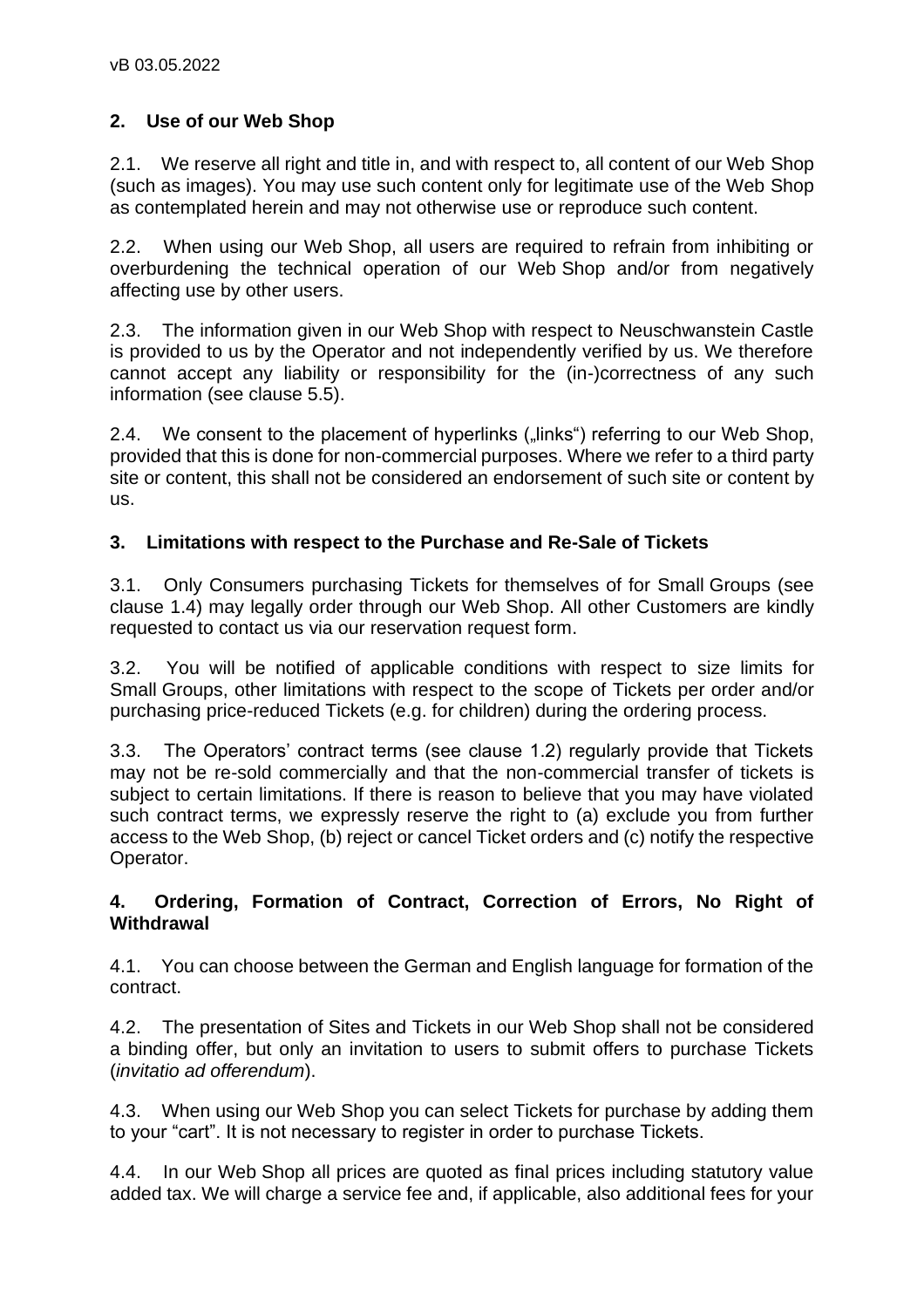## 2. Use of our Web Shop

2.1. We reserve all right and title in, and with respect to, all content of our Web Shop (such as images). You may use such content only for legitimate use of the Web Shop as contemplated herein and may not otherwise use or reproduce such content.

2.2. When using our Web Shop, all users are required to refrain from inhibiting or overburdening the technical operation of our Web Shop and/or from negatively affecting use by other users.

2.3. The information given in our Web Shop with respect to Neuschwanstein Castle is provided to us by the Operator and not independently verified by us. We therefore cannot accept any liability or responsibility for the (in-)correctness of any such information (see clause 5.5).

2.4. We consent to the placement of hyperlinks („links") referring to our Web Shop, provided that this is done for non-commercial purposes. Where we refer to a third party site or content, this shall not be considered an endorsement of such site or content by us.

## 3. Limitations with respect to the Purchase and Re-Sale of Tickets

3.1. Only Consumers purchasing Tickets for themselves of for Small Groups (see clause 1.4) may legally order through our Web Shop. All other Customers are kindly requested to contact us via our reservation request form.

3.2. You will be notified of applicable conditions with respect to size limits for Small Groups, other limitations with respect to the scope of Tickets per order and/or purchasing price-reduced Tickets (e.g. for children) during the ordering process.

3.3. The Operators' contract terms (see clause 1.2) regularly provide that Tickets may not be re-sold commercially and that the non-commercial transfer of tickets is subject to certain limitations. If there is reason to believe that you may have violated such contract terms, we expressly reserve the right to (a) exclude you from further access to the Web Shop, (b) reject or cancel Ticket orders and (c) notify the respective Operator.

## 4. Ordering, Formation of Contract, Correction of Errors, No Right of Withdrawal

4.1. You can choose between the German and English language for formation of the contract.

4.2. The presentation of Sites and Tickets in our Web Shop shall not be considered a binding offer, but only an invitation to users to submit offers to purchase Tickets (*invitatio ad offerendum*).

4.3. When using our Web Shop you can select Tickets for purchase by adding them to your "cart". It is not necessary to register in order to purchase Tickets.

4.4. In our Web Shop all prices are quoted as final prices including statutory value added tax. We will charge a service fee and, if applicable, also additional fees for your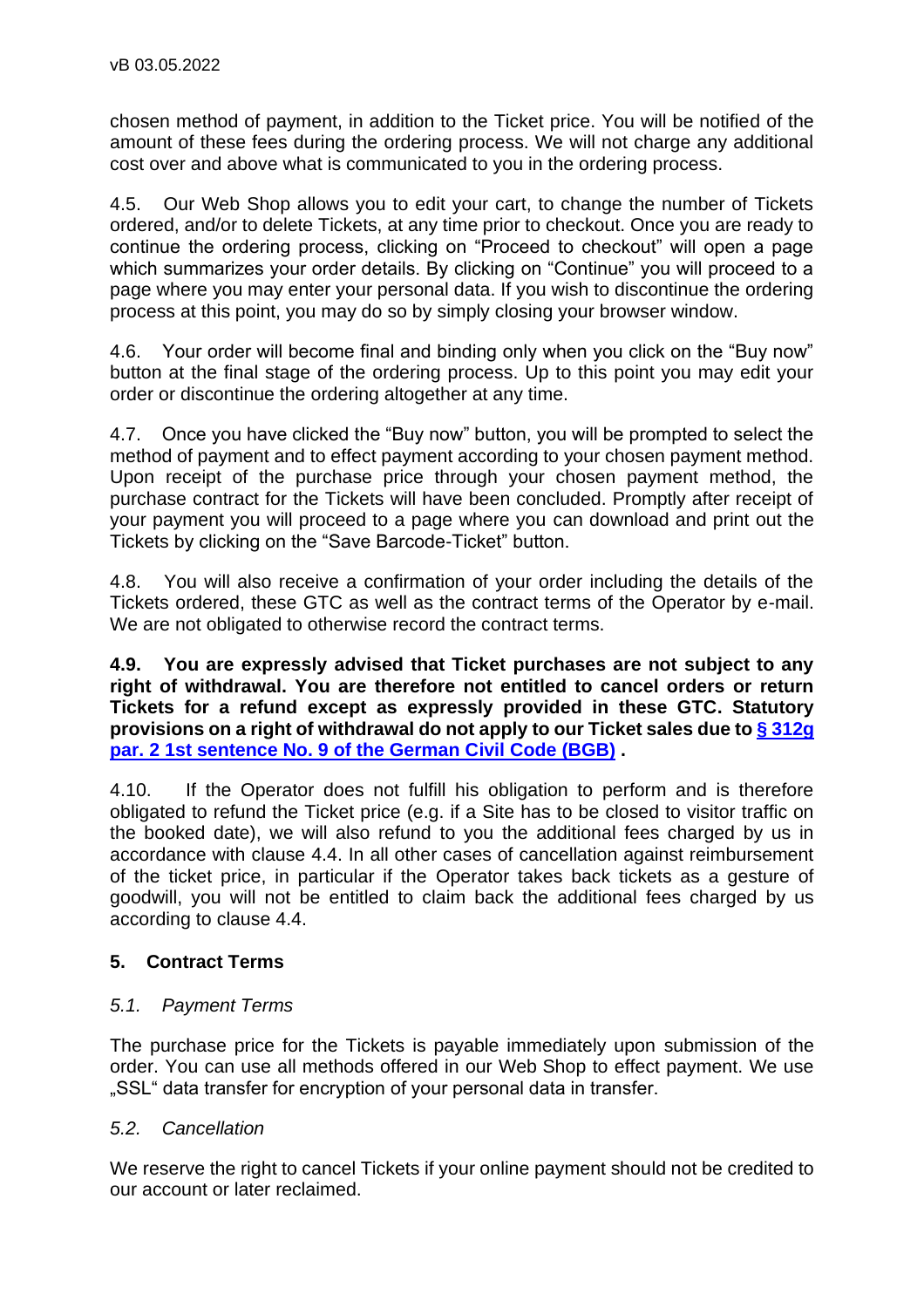chosen method of payment, in addition to the Ticket price. You will be notified of the amount of these fees during the ordering process. We will not charge any additional cost over and above what is communicated to you in the ordering process.

4.5. Our Web Shop allows you to edit your cart, to change the number of Tickets ordered, and/or to delete Tickets, at any time prior to checkout. Once you are ready to continue the ordering process, clicking on "Proceed to checkout" will open a page which summarizes your order details. By clicking on "Continue" you will proceed to a page where you may enter your personal data. If you wish to discontinue the ordering process at this point, you may do so by simply closing your browser window.

4.6. Your order will become final and binding only when you click on the "Buy now" button at the final stage of the ordering process. Up to this point you may edit your order or discontinue the ordering altogether at any time.

4.7. Once you have clicked the "Buy now" button, you will be prompted to select the method of payment and to effect payment according to your chosen payment method. Upon receipt of the purchase price through your chosen payment method, the purchase contract for the Tickets will have been concluded. Promptly after receipt of your payment you will proceed to a page where you can download and print out the Tickets by clicking on the "Save Barcode-Ticket" button.

4.8. You will also receive a confirmation of your order including the details of the Tickets ordered, these GTC as well as the contract terms of the Operator by e-mail. We are not obligated to otherwise record the contract terms.

**4.9. You are expressly advised that Ticket purchases are not subject to any right of withdrawal. You are therefore not entitled to cancel orders or return Tickets for a refund except as expressly provided in these GTC. Statutory provisions on a right of withdrawal do not apply to our Ticket sales due to [§ 312g par. 2 1st sentence No. 9 of the German Civil Code (BGB)] .**

4.10. If the Operator does not fulfill his obligation to perform and is therefore obligated to refund the Ticket price (e.g. if a Site has to be closed to visitor traffic on the booked date), we will also refund to you the additional fees charged by us in accordance with clause 4.4. In all other cases of cancellation against reimbursement of the ticket price, in particular if the Operator takes back tickets as a gesture of goodwill, you will not be entitled to claim back the additional fees charged by us according to clause 4.4.

## 5. Contract Terms

### *5.1. Payment Terms*

The purchase price for the Tickets is payable immediately upon submission of the order. You can use all methods offered in our Web Shop to effect payment. We use „SSL" data transfer for encryption of your personal data in transfer.

### *5.2. Cancellation*

We reserve the right to cancel Tickets if your online payment should not be credited to our account or later reclaimed.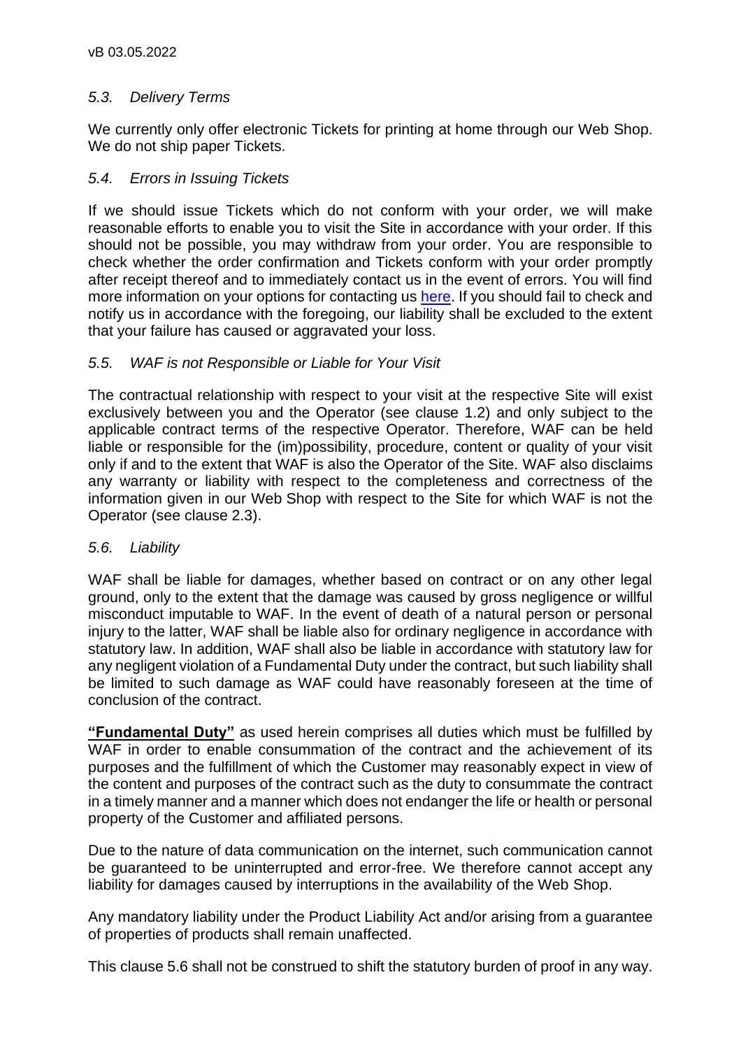### *5.3. Delivery Terms*

We currently only offer electronic Tickets for printing at home through our Web Shop. We do not ship paper Tickets.

### *5.4. Errors in Issuing Tickets*

If we should issue Tickets which do not conform with your order, we will make reasonable efforts to enable you to visit the Site in accordance with your order. If this should not be possible, you may withdraw from your order. You are responsible to check whether the order confirmation and Tickets conform with your order promptly after receipt thereof and to immediately contact us in the event of errors. You will find more information on your options for contacting us here. If you should fail to check and notify us in accordance with the foregoing, our liability shall be excluded to the extent that your failure has caused or aggravated your loss.

### *5.5. WAF is not Responsible or Liable for Your Visit*

The contractual relationship with respect to your visit at the respective Site will exist exclusively between you and the Operator (see clause 1.2) and only subject to the applicable contract terms of the respective Operator. Therefore, WAF can be held liable or responsible for the (im)possibility, procedure, content or quality of your visit only if and to the extent that WAF is also the Operator of the Site. WAF also disclaims any warranty or liability with respect to the completeness and correctness of the information given in our Web Shop with respect to the Site for which WAF is not the Operator (see clause 2.3).

### *5.6. Liability*

WAF shall be liable for damages, whether based on contract or on any other legal ground, only to the extent that the damage was caused by gross negligence or willful misconduct imputable to WAF. In the event of death of a natural person or personal injury to the latter, WAF shall be liable also for ordinary negligence in accordance with statutory law. In addition, WAF shall also be liable in accordance with statutory law for any negligent violation of a Fundamental Duty under the contract, but such liability shall be limited to such damage as WAF could have reasonably foreseen at the time of conclusion of the contract.

**"Fundamental Duty"** as used herein comprises all duties which must be fulfilled by WAF in order to enable consummation of the contract and the achievement of its purposes and the fulfillment of which the Customer may reasonably expect in view of the content and purposes of the contract such as the duty to consummate the contract in a timely manner and a manner which does not endanger the life or health or personal property of the Customer and affiliated persons.

Due to the nature of data communication on the internet, such communication cannot be guaranteed to be uninterrupted and error-free. We therefore cannot accept any liability for damages caused by interruptions in the availability of the Web Shop.

Any mandatory liability under the Product Liability Act and/or arising from a guarantee of properties of products shall remain unaffected.

This clause 5.6 shall not be construed to shift the statutory burden of proof in any way.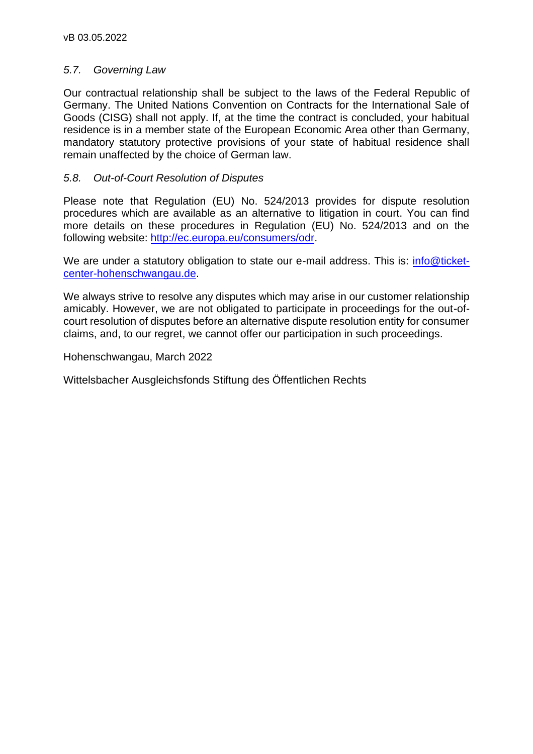### *5.7. Governing Law*

Our contractual relationship shall be subject to the laws of the Federal Republic of Germany. The United Nations Convention on Contracts for the International Sale of Goods (CISG) shall not apply. If, at the time the contract is concluded, your habitual residence is in a member state of the European Economic Area other than Germany, mandatory statutory protective provisions of your state of habitual residence shall remain unaffected by the choice of German law.

### *5.8. Out-of-Court Resolution of Disputes*

Please note that Regulation (EU) No. 524/2013 provides for dispute resolution procedures which are available as an alternative to litigation in court. You can find more details on these procedures in Regulation (EU) No. 524/2013 and on the following website: [http://ec.europa.eu/consumers/odr](http://ec.europa.eu/consumers/odr).

We are under a statutory obligation to state our e-mail address. This is: [info@ticket-center-hohenschwangau.de](mailto:info@ticket-center-hohenschwangau.de).

We always strive to resolve any disputes which may arise in our customer relationship amicably. However, we are not obligated to participate in proceedings for the out-of-court resolution of disputes before an alternative dispute resolution entity for consumer claims, and, to our regret, we cannot offer our participation in such proceedings.

Hohenschwangau, March 2022

Wittelsbacher Ausgleichsfonds Stiftung des Öffentlichen Rechts